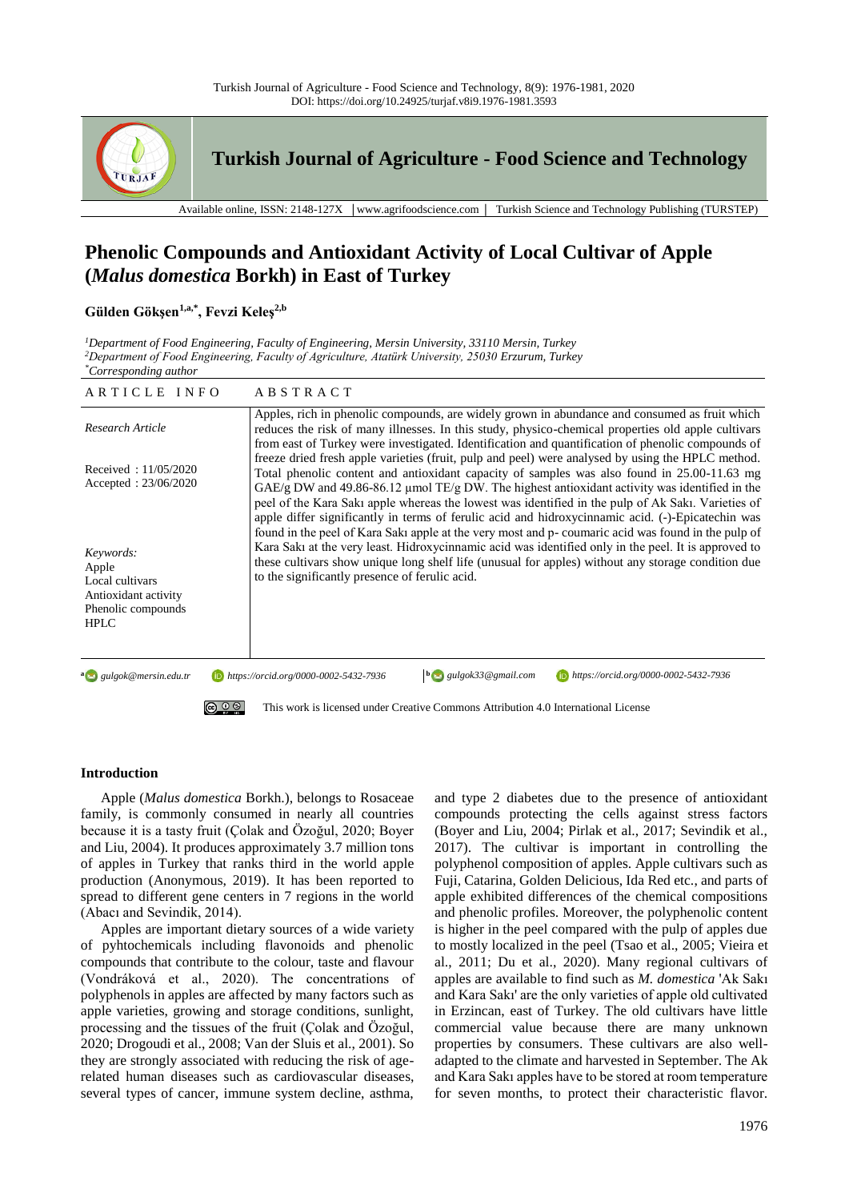# Phenolic Compounds and Antioxidant Activity of Local Cultivar of Apple (*Malus domestica* Borkh) in East of Turkey

**Gülden Gökşen[1,a,*], Fevzi Keleş[2,b]**

[1]*Department of Food Engineering, Faculty of Engineering, Mersin University, 33110 Mersin, Turkey*
[2]*Department of Food Engineering, Faculty of Agriculture, Atatürk University, 25030 Erzurum, Turkey*
[*]*Corresponding author*

## ARTICLE INFO

*Research Article*

Received : 11/05/2020
Accepted : 23/06/2020

*Keywords:*
Apple
Local cultivars
Antioxidant activity
Phenolic compounds
HPLC

## ABSTRACT

Apples, rich in phenolic compounds, are widely grown in abundance and consumed as fruit which reduces the risk of many illnesses. In this study, physico-chemical properties old apple cultivars from east of Turkey were investigated. Identification and quantification of phenolic compounds of freeze dried fresh apple varieties (fruit, pulp and peel) were analysed by using the HPLC method. Total phenolic content and antioxidant capacity of samples was also found in 25.00-11.63 mg GAE/g DW and 49.86-86.12 µmol TE/g DW. The highest antioxidant activity was identified in the peel of the Kara Sakı apple whereas the lowest was identified in the pulp of Ak Sakı. Varieties of apple differ significantly in terms of ferulic acid and hidroxycinnamic acid. (-)-Epicatechin was found in the peel of Kara Sakı apple at the very most and p- coumaric acid was found in the pulp of Kara Sakı at the very least. Hidroxycinnamic acid was identified only in the peel. It is approved to these cultivars show unique long shelf life (unusual for apples) without any storage condition due to the significantly presence of ferulic acid.

[a] gulgok@mersin.edu.tr https://orcid.org/0000-0002-5432-7936 [b] gulgok33@gmail.com https://orcid.org/0000-0002-5432-7936

This work is licensed under Creative Commons Attribution 4.0 International License

## Introduction

Apple (*Malus domestica* Borkh.), belongs to Rosaceae family, is commonly consumed in nearly all countries because it is a tasty fruit (Çolak and Özoğul, 2020; Boyer and Liu, 2004). It produces approximately 3.7 million tons of apples in Turkey that ranks third in the world apple production (Anonymous, 2019). It has been reported to spread to different gene centers in 7 regions in the world (Abacı and Sevindik, 2014).

Apples are important dietary sources of a wide variety of pyhtochemicals including flavonoids and phenolic compounds that contribute to the colour, taste and flavour (Vondráková et al., 2020). The concentrations of polyphenols in apples are affected by many factors such as apple varieties, growing and storage conditions, sunlight, processing and the tissues of the fruit (Çolak and Özoğul, 2020; Drogoudi et al., 2008; Van der Sluis et al., 2001). So they are strongly associated with reducing the risk of age-related human diseases such as cardiovascular diseases, several types of cancer, immune system decline, asthma, and type 2 diabetes due to the presence of antioxidant compounds protecting the cells against stress factors (Boyer and Liu, 2004; Pirlak et al., 2017; Sevindik et al., 2017). The cultivar is important in controlling the polyphenol composition of apples. Apple cultivars such as Fuji, Catarina, Golden Delicious, Ida Red etc., and parts of apple exhibited differences of the chemical compositions and phenolic profiles. Moreover, the polyphenolic content is higher in the peel compared with the pulp of apples due to mostly localized in the peel (Tsao et al., 2005; Vieira et al., 2011; Du et al., 2020). Many regional cultivars of apples are available to find such as *M. domestica* 'Ak Sakı and Kara Sakı' are the only varieties of apple old cultivated in Erzincan, east of Turkey. The old cultivars have little commercial value because there are many unknown properties by consumers. These cultivars are also well-adapted to the climate and harvested in September. The Ak and Kara Sakı apples have to be stored at room temperature for seven months, to protect their characteristic flavor.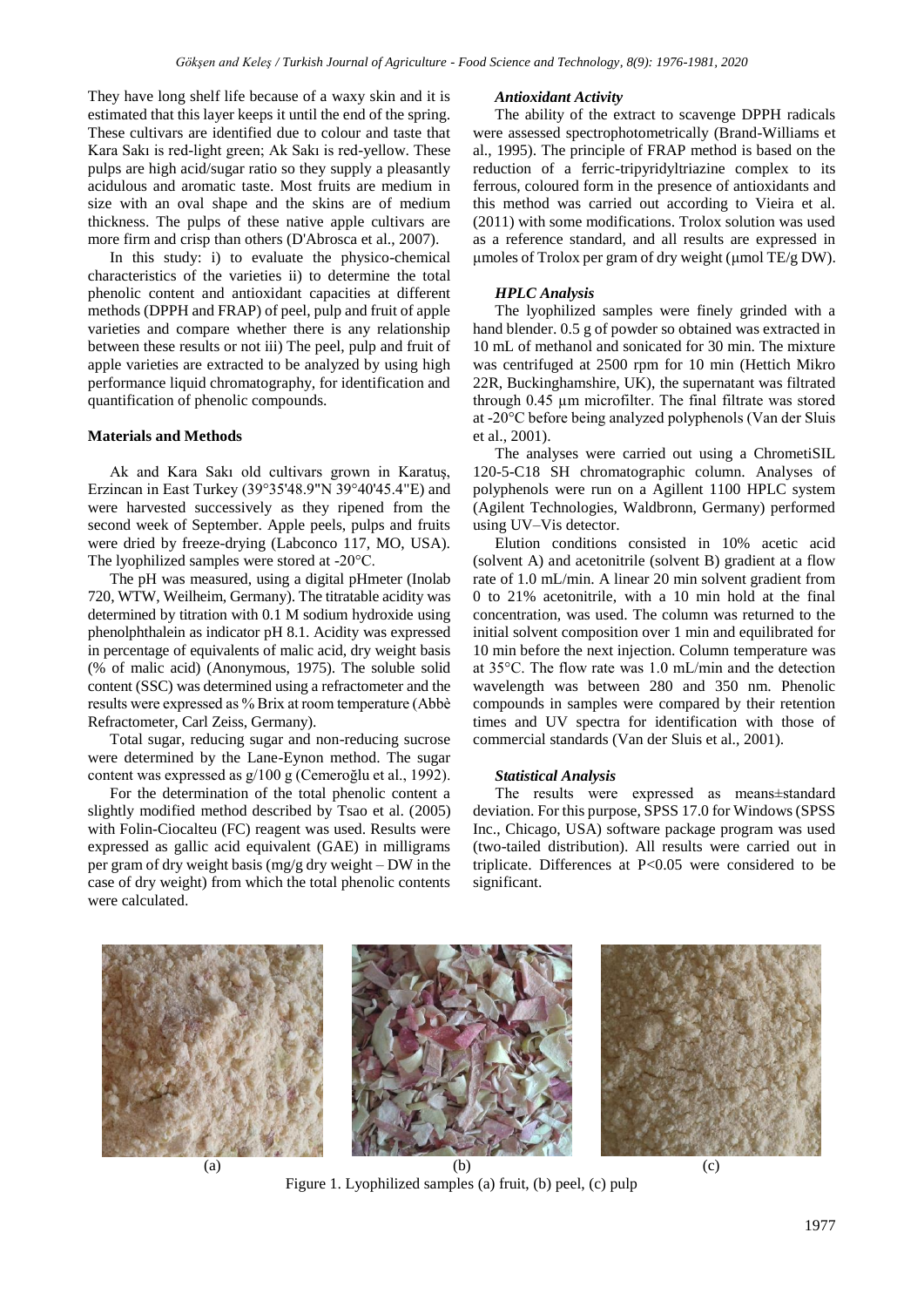They have long shelf life because of a waxy skin and it is estimated that this layer keeps it until the end of the spring. These cultivars are identified due to colour and taste that Kara Sakı is red-light green; Ak Sakı is red-yellow. These pulps are high acid/sugar ratio so they supply a pleasantly acidulous and aromatic taste. Most fruits are medium in size with an oval shape and the skins are of medium thickness. The pulps of these native apple cultivars are more firm and crisp than others (D'Abrosca et al., 2007).

In this study: i) to evaluate the physico-chemical characteristics of the varieties ii) to determine the total phenolic content and antioxidant capacities at different methods (DPPH and FRAP) of peel, pulp and fruit of apple varieties and compare whether there is any relationship between these results or not iii) The peel, pulp and fruit of apple varieties are extracted to be analyzed by using high performance liquid chromatography, for identification and quantification of phenolic compounds.

## Materials and Methods

Ak and Kara Sakı old cultivars grown in Karatuş, Erzincan in East Turkey (39°35'48.9"N 39°40'45.4"E) and were harvested successively as they ripened from the second week of September. Apple peels, pulps and fruits were dried by freeze-drying (Labconco 117, MO, USA). The lyophilized samples were stored at -20°C.

The pH was measured, using a digital pHmeter (Inolab 720, WTW, Weilheim, Germany). The titratable acidity was determined by titration with 0.1 M sodium hydroxide using phenolphthalein as indicator pH 8.1. Acidity was expressed in percentage of equivalents of malic acid, dry weight basis (% of malic acid) (Anonymous, 1975). The soluble solid content (SSC) was determined using a refractometer and the results were expressed as % Brix at room temperature (Abbè Refractometer, Carl Zeiss, Germany).

Total sugar, reducing sugar and non-reducing sucrose were determined by the Lane-Eynon method. The sugar content was expressed as g/100 g (Cemeroğlu et al., 1992).

For the determination of the total phenolic content a slightly modified method described by Tsao et al. (2005) with Folin-Ciocalteu (FC) reagent was used. Results were expressed as gallic acid equivalent (GAE) in milligrams per gram of dry weight basis (mg/g dry weight – DW in the case of dry weight) from which the total phenolic contents were calculated.

### *Antioxidant Activity*

The ability of the extract to scavenge DPPH radicals were assessed spectrophotometrically (Brand-Williams et al., 1995). The principle of FRAP method is based on the reduction of a ferric-tripyridyltriazine complex to its ferrous, coloured form in the presence of antioxidants and this method was carried out according to Vieira et al. (2011) with some modifications. Trolox solution was used as a reference standard, and all results are expressed in μmoles of Trolox per gram of dry weight (μmol TE/g DW).

### *HPLC Analysis*

The lyophilized samples were finely grinded with a hand blender. 0.5 g of powder so obtained was extracted in 10 mL of methanol and sonicated for 30 min. The mixture was centrifuged at 2500 rpm for 10 min (Hettich Mikro 22R, Buckinghamshire, UK), the supernatant was filtrated through 0.45 µm microfilter. The final filtrate was stored at -20°C before being analyzed polyphenols (Van der Sluis et al., 2001).

The analyses were carried out using a ChrometiSIL 120-5-C18 SH chromatographic column. Analyses of polyphenols were run on a Agillent 1100 HPLC system (Agilent Technologies, Waldbronn, Germany) performed using UV–Vis detector.

Elution conditions consisted in 10% acetic acid (solvent A) and acetonitrile (solvent B) gradient at a flow rate of 1.0 mL/min. A linear 20 min solvent gradient from 0 to 21% acetonitrile, with a 10 min hold at the final concentration, was used. The column was returned to the initial solvent composition over 1 min and equilibrated for 10 min before the next injection. Column temperature was at 35°C. The flow rate was 1.0 mL/min and the detection wavelength was between 280 and 350 nm. Phenolic compounds in samples were compared by their retention times and UV spectra for identification with those of commercial standards (Van der Sluis et al., 2001).

### *Statistical Analysis*

The results were expressed as means±standard deviation. For this purpose, SPSS 17.0 for Windows (SPSS Inc., Chicago, USA) software package program was used (two-tailed distribution). All results were carried out in triplicate. Differences at $P<0.05$ were considered to be significant.

(a) (b) (c)

Figure 1. Lyophilized samples (a) fruit, (b) peel, (c) pulp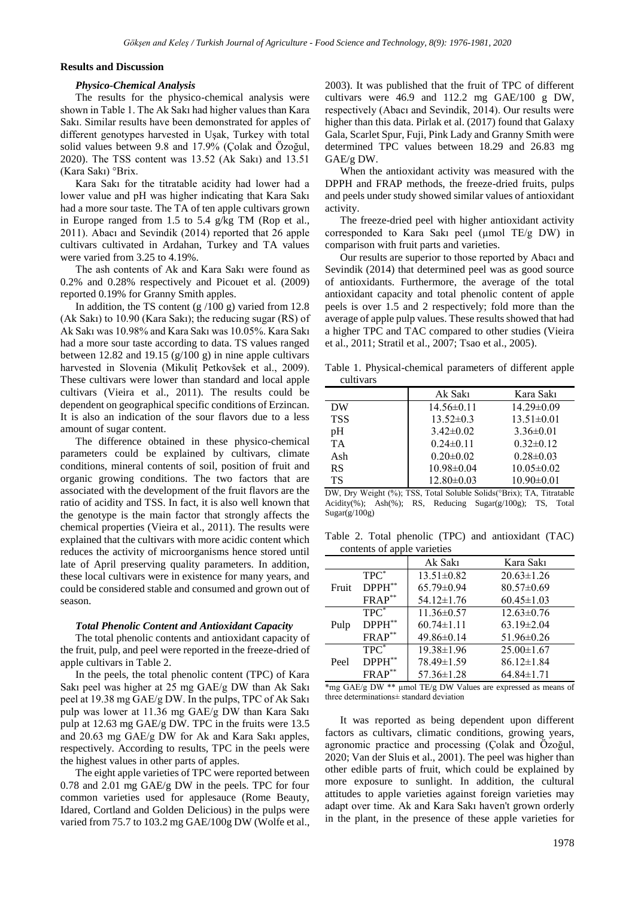## Results and Discussion

### *Physico-Chemical Analysis*

The results for the physico-chemical analysis were shown in Table 1. The Ak Sakı had higher values than Kara Sakı. Similar results have been demonstrated for apples of different genotypes harvested in Uşak, Turkey with total solid values between 9.8 and 17.9% (Çolak and Özoğul, 2020). The TSS content was 13.52 (Ak Sakı) and 13.51 (Kara Sakı) °Brix.

Kara Sakı for the titratable acidity had lower had a lower value and pH was higher indicating that Kara Sakı had a more sour taste. The TA of ten apple cultivars grown in Europe ranged from 1.5 to 5.4 g/kg TM (Rop et al., 2011). Abacı and Sevindik (2014) reported that 26 apple cultivars cultivated in Ardahan, Turkey and TA values were varied from 3.25 to 4.19%.

The ash contents of Ak and Kara Sakı were found as 0.2% and 0.28% respectively and Picouet et al. (2009) reported 0.19% for Granny Smith apples.

In addition, the TS content (g /100 g) varied from 12.8 (Ak Sakı) to 10.90 (Kara Sakı); the reducing sugar (RS) of Ak Sakı was 10.98% and Kara Sakı was 10.05%. Kara Sakı had a more sour taste according to data. TS values ranged between 12.82 and 19.15 (g/100 g) in nine apple cultivars harvested in Slovenia (Mikuliţ Petkovšek et al., 2009). These cultivars were lower than standard and local apple cultivars (Vieira et al., 2011). The results could be dependent on geographical specific conditions of Erzincan. It is also an indication of the sour flavors due to a less amount of sugar content.

The difference obtained in these physico-chemical parameters could be explained by cultivars, climate conditions, mineral contents of soil, position of fruit and organic growing conditions. The two factors that are associated with the development of the fruit flavors are the ratio of acidity and TSS. In fact, it is also well known that the genotype is the main factor that strongly affects the chemical properties (Vieira et al., 2011). The results were explained that the cultivars with more acidic content which reduces the activity of microorganisms hence stored until late of April preserving quality parameters. In addition, these local cultivars were in existence for many years, and could be considered stable and consumed and grown out of season.

### *Total Phenolic Content and Antioxidant Capacity*

The total phenolic contents and antioxidant capacity of the fruit, pulp, and peel were reported in the freeze-dried of apple cultivars in Table 2.

In the peels, the total phenolic content (TPC) of Kara Sakı peel was higher at 25 mg GAE/g DW than Ak Sakı peel at 19.38 mg GAE/g DW. In the pulps, TPC of Ak Sakı pulp was lower at 11.36 mg GAE/g DW than Kara Sakı pulp at 12.63 mg GAE/g DW. TPC in the fruits were 13.5 and 20.63 mg GAE/g DW for Ak and Kara Sakı apples, respectively. According to results, TPC in the peels were the highest values in other parts of apples.

The eight apple varieties of TPC were reported between 0.78 and 2.01 mg GAE/g DW in the peels. TPC for four common varieties used for applesauce (Rome Beauty, Idared, Cortland and Golden Delicious) in the pulps were varied from 75.7 to 103.2 mg GAE/100g DW (Wolfe et al., 2003). It was published that the fruit of TPC of different cultivars were 46.9 and 112.2 mg GAE/100 g DW, respectively (Abacı and Sevindik, 2014). Our results were higher than this data. Pirlak et al. (2017) found that Galaxy Gala, Scarlet Spur, Fuji, Pink Lady and Granny Smith were determined TPC values between 18.29 and 26.83 mg GAE/g DW.

When the antioxidant activity was measured with the DPPH and FRAP methods, the freeze-dried fruits, pulps and peels under study showed similar values of antioxidant activity.

The freeze-dried peel with higher antioxidant activity corresponded to Kara Sakı peel (μmol TE/g DW) in comparison with fruit parts and varieties.

Our results are superior to those reported by Abacı and Sevindik (2014) that determined peel was as good source of antioxidants. Furthermore, the average of the total antioxidant capacity and total phenolic content of apple peels is over 1.5 and 2 respectively; fold more than the average of apple pulp values. These results showed that had a higher TPC and TAC compared to other studies (Vieira et al., 2011; Stratil et al., 2007; Tsao et al., 2005).

Table 1. Physical-chemical parameters of different apple cultivars

| | Ak Sakı | Kara Sakı |
|---|---|---|
| DW | 14.56±0.11 | 14.29±0.09 |
| TSS | 13.52±0.3 | 13.51±0.01 |
| pH | 3.42±0.02 | 3.36±0.01 |
| TA | 0.24±0.11 | 0.32±0.12 |
| Ash | 0.20±0.02 | 0.28±0.03 |
| RS | 10.98±0.04 | 10.05±0.02 |
| TS | 12.80±0.03 | 10.90±0.01 |

DW, Dry Weight (%); TSS, Total Soluble Solids(°Brix); TA, Titratable Acidity(%); Ash(%); RS, Reducing Sugar(g/100g); TS, Total Sugar(g/100g)

Table 2. Total phenolic (TPC) and antioxidant (TAC) contents of apple varieties

| | | Ak Sakı | Kara Sakı |
|---|---|---|---|
| Fruit | TPC* | 13.51±0.82 | 20.63±1.26 |
| | DPPH** | 65.79±0.94 | 80.57±0.69 |
| | FRAP** | 54.12±1.76 | 60.45±1.03 |
| Pulp | TPC* | 11.36±0.57 | 12.63±0.76 |
| | DPPH** | 60.74±1.11 | 63.19±2.04 |
| | FRAP** | 49.86±0.14 | 51.96±0.26 |
| Peel | TPC* | 19.38±1.96 | 25.00±1.67 |
| | DPPH** | 78.49±1.59 | 86.12±1.84 |
| | FRAP** | 57.36±1.28 | 64.84±1.71 |

*mg GAE/g DW ** μmol TE/g DW Values are expressed as means of three determinations± standard deviation

It was reported as being dependent upon different factors as cultivars, climatic conditions, growing years, agronomic practice and processing (Çolak and Özoğul, 2020; Van der Sluis et al., 2001). The peel was higher than other edible parts of fruit, which could be explained by more exposure to sunlight. In addition, the cultural attitudes to apple varieties against foreign varieties may adapt over time. Ak and Kara Sakı haven't grown orderly in the plant, in the presence of these apple varieties for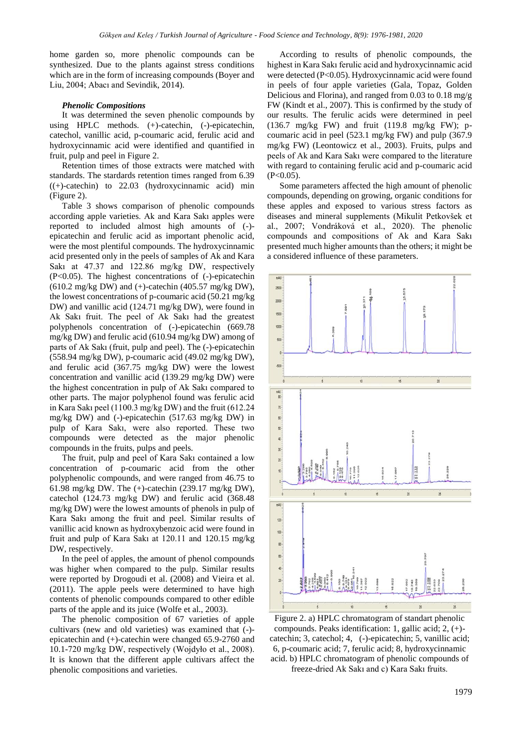home garden so, more phenolic compounds can be synthesized. Due to the plants against stress conditions which are in the form of increasing compounds (Boyer and Liu, 2004; Abacı and Sevindik, 2014).

### *Phenolic Compositions*

It was determined the seven phenolic compounds by using HPLC methods. (+)-catechin, (-)-epicatechin, catechol, vanillic acid, p-coumaric acid, ferulic acid and hydroxycinnamic acid were identified and quantified in fruit, pulp and peel in Figure 2.

Retention times of those extracts were matched with standards. The stardards retention times ranged from 6.39 ((+)-catechin) to 22.03 (hydroxycinnamic acid) min (Figure 2).

Table 3 shows comparison of phenolic compounds according apple varieties. Ak and Kara Sakı apples were reported to included almost high amounts of (-)-epicatechin and ferulic acid as important phenolic acid, were the most plentiful compounds. The hydroxycinnamic acid presented only in the peels of samples of Ak and Kara Sakı at 47.37 and 122.86 mg/kg DW, respectively ($P<0.05$). The highest concentrations of (-)-epicatechin (610.2 mg/kg DW) and (+)-catechin (405.57 mg/kg DW), the lowest concentrations of p-coumaric acid (50.21 mg/kg DW) and vanillic acid (124.71 mg/kg DW), were found in Ak Sakı fruit. The peel of Ak Sakı had the greatest polyphenols concentration of (-)-epicatechin (669.78 mg/kg DW) and ferulic acid (610.94 mg/kg DW) among of parts of Ak Sakı (fruit, pulp and peel). The (-)-epicatechin (558.94 mg/kg DW), p-coumaric acid (49.02 mg/kg DW), and ferulic acid (367.75 mg/kg DW) were the lowest concentration and vanillic acid (139.29 mg/kg DW) were the highest concentration in pulp of Ak Sakı compared to other parts. The major polyphenol found was ferulic acid in Kara Sakı peel (1100.3 mg/kg DW) and the fruit (612.24 mg/kg DW) and (-)-epicatechin (517.63 mg/kg DW) in pulp of Kara Sakı, were also reported. These two compounds were detected as the major phenolic compounds in the fruits, pulps and peels.

The fruit, pulp and peel of Kara Sakı contained a low concentration of p-coumaric acid from the other polyphenolic compounds, and were ranged from 46.75 to 61.98 mg/kg DW. The (+)-catechin (239.17 mg/kg DW), catechol (124.73 mg/kg DW) and ferulic acid (368.48 mg/kg DW) were the lowest amounts of phenols in pulp of Kara Sakı among the fruit and peel. Similar results of vanillic acid known as hydroxybenzoic acid were found in fruit and pulp of Kara Sakı at 120.11 and 120.15 mg/kg DW, respectively.

In the peel of apples, the amount of phenol compounds was higher when compared to the pulp. Similar results were reported by Drogoudi et al. (2008) and Vieira et al. (2011). The apple peels were determined to have high contents of phenolic compounds compared to other edible parts of the apple and its juice (Wolfe et al., 2003).

The phenolic composition of 67 varieties of apple cultivars (new and old varieties) was examined that (-)-epicatechin and (+)-catechin were changed 65.9-2760 and 10.1-720 mg/kg DW, respectively (Wojdyło et al., 2008). It is known that the different apple cultivars affect the phenolic compositions and varieties.

According to results of phenolic compounds, the highest in Kara Sakı ferulic acid and hydroxycinnamic acid were detected ($P<0.05$). Hydroxycinnamic acid were found in peels of four apple varieties (Gala, Topaz, Golden Delicious and Florina), and ranged from 0.03 to 0.18 mg/g FW (Kindt et al., 2007). This is confirmed by the study of our results. The ferulic acids were determined in peel (136.7 mg/kg FW) and fruit (119.8 mg/kg FW); p-coumaric acid in peel (523.1 mg/kg FW) and pulp (367.9 mg/kg FW) (Leontowicz et al., 2003). Fruits, pulps and peels of Ak and Kara Sakı were compared to the literature with regard to containing ferulic acid and p-coumaric acid ($P<0.05$).

Some parameters affected the high amount of phenolic compounds, depending on growing, organic conditions for these apples and exposed to various stress factors as diseases and mineral supplements (Mikulit Petkovšek et al., 2007; Vondráková et al., 2020). The phenolic compounds and compositions of Ak and Kara Sakı presented much higher amounts than the others; it might be a considered influence of these parameters.

Figure 2. a) HPLC chromatogram of standart phenolic compounds. Peaks identification: 1, gallic acid; 2, (+)-catechin; 3, catechol; 4, (-)-epicatechin; 5, vanillic acid; 6, p-coumaric acid; 7, ferulic acid; 8, hydroxycinnamic acid. b) HPLC chromatogram of phenolic compounds of freeze-dried Ak Sakı and c) Kara Sakı fruits.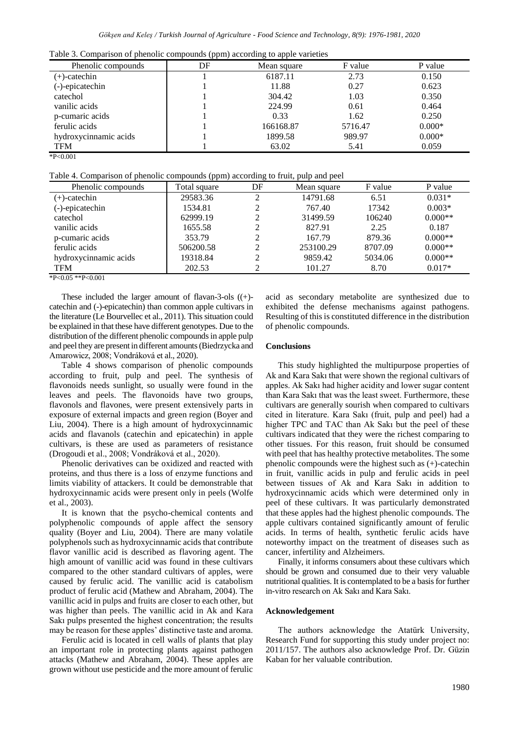Table 3. Comparison of phenolic compounds (ppm) according to apple varieties

| Phenolic compounds | DF | Mean square | F value | P value |
|---|---|---|---|---|
| (+)-catechin | 1 | 6187.11 | 2.73 | 0.150 |
| (-)-epicatechin | 1 | 11.88 | 0.27 | 0.623 |
| catechol | 1 | 304.42 | 1.03 | 0.350 |
| vanilic acids | 1 | 224.99 | 0.61 | 0.464 |
| p-cumaric acids | 1 | 0.33 | 1.62 | 0.250 |
| ferulic acids | 1 | 166168.87 | 5716.47 | 0.000* |
| hydroxycinnamic acids | 1 | 1899.58 | 989.97 | 0.000* |
| TFM | 1 | 63.02 | 5.41 | 0.059 |

*P<0.001

Table 4. Comparison of phenolic compounds (ppm) according to fruit, pulp and peel

| Phenolic compounds | Total square | DF | Mean square | F value | P value |
|---|---|---|---|---|---|
| (+)-catechin | 29583.36 | 2 | 14791.68 | 6.51 | 0.031* |
| (-)-epicatechin | 1534.81 | 2 | 767.40 | 17342 | 0.003* |
| catechol | 62999.19 | 2 | 31499.59 | 106240 | 0.000** |
| vanilic acids | 1655.58 | 2 | 827.91 | 2.25 | 0.187 |
| p-cumaric acids | 353.79 | 2 | 167.79 | 879.36 | 0.000** |
| ferulic acids | 506200.58 | 2 | 253100.29 | 8707.09 | 0.000** |
| hydroxycinnamic acids | 19318.84 | 2 | 9859.42 | 5034.06 | 0.000** |
| TFM | 202.53 | 2 | 101.27 | 8.70 | 0.017* |

*P<0.05 **P<0.001

These included the larger amount of flavan-3-ols ((+)-catechin and (-)-epicatechin) than common apple cultivars in the literature (Le Bourvellec et al., 2011). This situation could be explained in that these have different genotypes. Due to the distribution of the different phenolic compounds in apple pulp and peel they are present in different amounts (Biedrzycka and Amarowicz, 2008; Vondráková et al., 2020).

Table 4 shows comparison of phenolic compounds according to fruit, pulp and peel. The synthesis of flavonoids needs sunlight, so usually were found in the leaves and peels. The flavonoids have two groups, flavonols and flavones, were present extensively parts in exposure of external impacts and green region (Boyer and Liu, 2004). There is a high amount of hydroxycinnamic acids and flavanols (catechin and epicatechin) in apple cultivars, is these are used as parameters of resistance (Drogoudi et al., 2008; Vondráková et al., 2020).

Phenolic derivatives can be oxidized and reacted with proteins, and thus there is a loss of enzyme functions and limits viability of attackers. It could be demonstrable that hydroxycinnamic acids were present only in peels (Wolfe et al., 2003).

It is known that the psycho-chemical contents and polyphenolic compounds of apple affect the sensory quality (Boyer and Liu, 2004). There are many volatile polyphenols such as hydroxycinnamic acids that contribute flavor vanillic acid is described as flavoring agent. The high amount of vanillic acid was found in these cultivars compared to the other standard cultivars of apples, were caused by ferulic acid. The vanillic acid is catabolism product of ferulic acid (Mathew and Abraham, 2004). The vanillic acid in pulps and fruits are closer to each other, but was higher than peels. The vanillic acid in Ak and Kara Sakı pulps presented the highest concentration; the results may be reason for these apples' distinctive taste and aroma.

Ferulic acid is located in cell walls of plants that play an important role in protecting plants against pathogen attacks (Mathew and Abraham, 2004). These apples are grown without use pesticide and the more amount of ferulic acid as secondary metabolite are synthesized due to exhibited the defense mechanisms against pathogens. Resulting of this is constituted difference in the distribution of phenolic compounds.

## Conclusions

This study highlighted the multipurpose properties of Ak and Kara Sakı that were shown the regional cultivars of apples. Ak Sakı had higher acidity and lower sugar content than Kara Sakı that was the least sweet. Furthermore, these cultivars are generally sourish when compared to cultivars cited in literature. Kara Sakı (fruit, pulp and peel) had a higher TPC and TAC than Ak Sakı but the peel of these cultivars indicated that they were the richest comparing to other tissues. For this reason, fruit should be consumed with peel that has healthy protective metabolites. The some phenolic compounds were the highest such as (+)-catechin in fruit, vanillic acids in pulp and ferulic acids in peel between tissues of Ak and Kara Sakı in addition to hydroxycinnamic acids which were determined only in peel of these cultivars. It was particularly demonstrated that these apples had the highest phenolic compounds. The apple cultivars contained significantly amount of ferulic acids. In terms of health, synthetic ferulic acids have noteworthy impact on the treatment of diseases such as cancer, infertility and Alzheimers.

Finally, it informs consumers about these cultivars which should be grown and consumed due to their very valuable nutritional qualities. It is contemplated to be a basis for further in-vitro research on Ak Sakı and Kara Sakı.

## Acknowledgement

The authors acknowledge the Atatürk University, Research Fund for supporting this study under project no: 2011/157. The authors also acknowledge Prof. Dr. Güzin Kaban for her valuable contribution.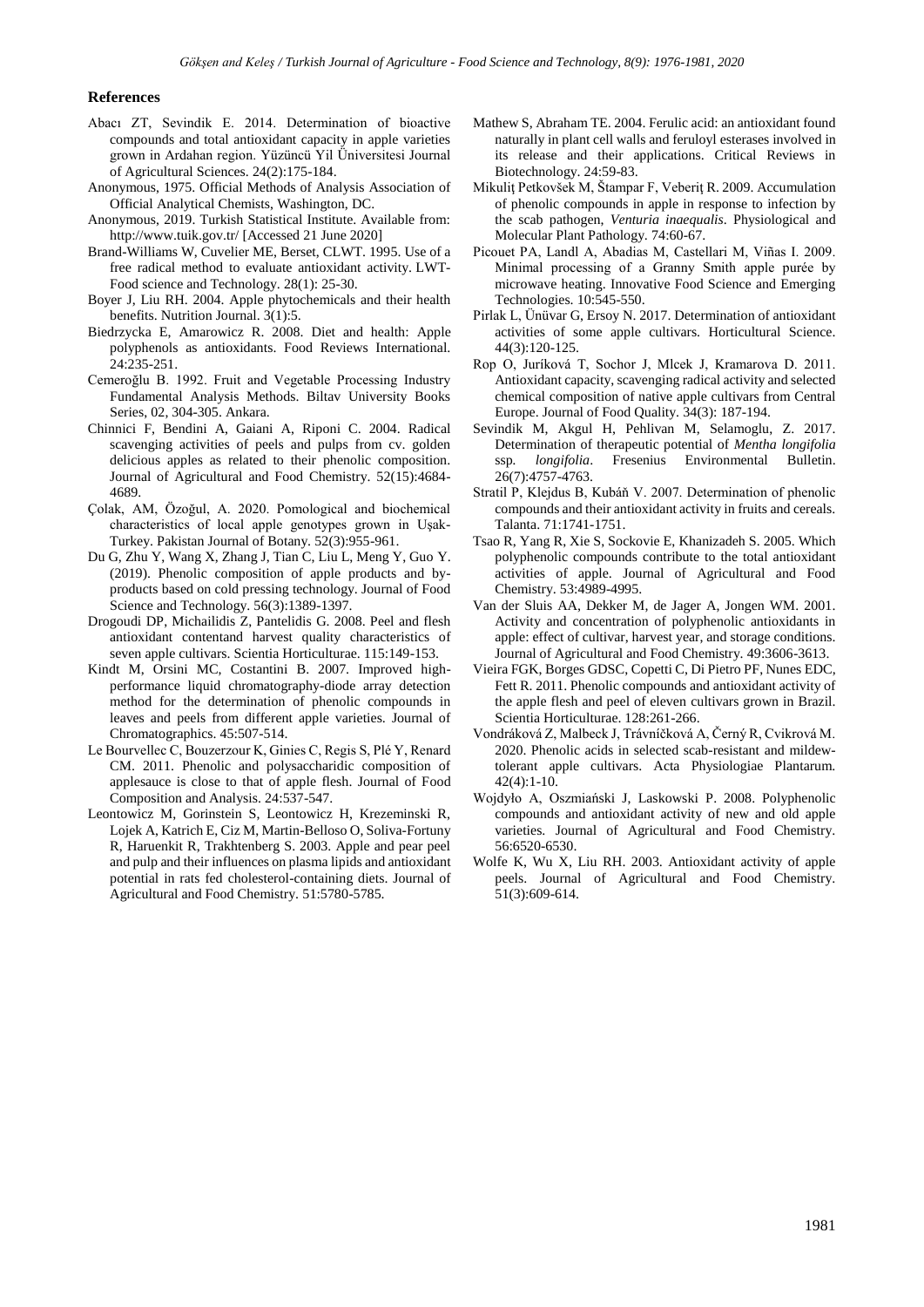## References

Abacı ZT, Sevindik E. 2014. Determination of bioactive compounds and total antioxidant capacity in apple varieties grown in Ardahan region. Yüzüncü Yil Üniversitesi Journal of Agricultural Sciences. 24(2):175-184.

Anonymous, 1975. Official Methods of Analysis Association of Official Analytical Chemists, Washington, DC.

Anonymous, 2019. Turkish Statistical Institute. Available from: http://www.tuik.gov.tr/ [Accessed 21 June 2020]

Brand-Williams W, Cuvelier ME, Berset, CLWT. 1995. Use of a free radical method to evaluate antioxidant activity. LWT-Food science and Technology. 28(1): 25-30.

Boyer J, Liu RH. 2004. Apple phytochemicals and their health benefits. Nutrition Journal. 3(1):5.

Biedrzycka E, Amarowicz R. 2008. Diet and health: Apple polyphenols as antioxidants. Food Reviews International. 24:235-251.

Cemeroğlu B. 1992. Fruit and Vegetable Processing Industry Fundamental Analysis Methods. Biltav University Books Series, 02, 304-305. Ankara.

Chinnici F, Bendini A, Gaiani A, Riponi C. 2004. Radical scavenging activities of peels and pulps from cv. golden delicious apples as related to their phenolic composition. Journal of Agricultural and Food Chemistry. 52(15):4684-4689.

Çolak, AM, Özoğul, A. 2020. Pomological and biochemical characteristics of local apple genotypes grown in Uşak-Turkey. Pakistan Journal of Botany. 52(3):955-961.

Du G, Zhu Y, Wang X, Zhang J, Tian C, Liu L, Meng Y, Guo Y. (2019). Phenolic composition of apple products and by-products based on cold pressing technology. Journal of Food Science and Technology. 56(3):1389-1397.

Drogoudi DP, Michailidis Z, Pantelidis G. 2008. Peel and flesh antioxidant contentand harvest quality characteristics of seven apple cultivars. Scientia Horticulturae. 115:149-153.

Kindt M, Orsini MC, Costantini B. 2007. Improved high-performance liquid chromatography-diode array detection method for the determination of phenolic compounds in leaves and peels from different apple varieties. Journal of Chromatographics. 45:507-514.

Le Bourvellec C, Bouzerzour K, Ginies C, Regis S, Plé Y, Renard CM. 2011. Phenolic and polysaccharidic composition of applesauce is close to that of apple flesh. Journal of Food Composition and Analysis. 24:537-547.

Leontowicz M, Gorinstein S, Leontowicz H, Krezeminski R, Lojek A, Katrich E, Ciz M, Martin-Belloso O, Soliva-Fortuny R, Haruenkit R, Trakhtenberg S. 2003. Apple and pear peel and pulp and their influences on plasma lipids and antioxidant potential in rats fed cholesterol-containing diets. Journal of Agricultural and Food Chemistry. 51:5780-5785.

Mathew S, Abraham TE. 2004. Ferulic acid: an antioxidant found naturally in plant cell walls and feruloyl esterases involved in its release and their applications. Critical Reviews in Biotechnology. 24:59-83.

Mikuliţ Petkovšek M, Štampar F, Veberiţ R. 2009. Accumulation of phenolic compounds in apple in response to infection by the scab pathogen, *Venturia inaequalis*. Physiological and Molecular Plant Pathology. 74:60-67.

Picouet PA, Landl A, Abadias M, Castellari M, Viñas I. 2009. Minimal processing of a Granny Smith apple purée by microwave heating. Innovative Food Science and Emerging Technologies. 10:545-550.

Pirlak L, Ünüvar G, Ersoy N. 2017. Determination of antioxidant activities of some apple cultivars. Horticultural Science. 44(3):120-125.

Rop O, Juríková T, Sochor J, Mlcek J, Kramarova D. 2011. Antioxidant capacity, scavenging radical activity and selected chemical composition of native apple cultivars from Central Europe. Journal of Food Quality. 34(3): 187-194.

Sevindik M, Akgul H, Pehlivan M, Selamoglu, Z. 2017. Determination of therapeutic potential of *Mentha longifolia* ssp. *longifolia*. Fresenius Environmental Bulletin. 26(7):4757-4763.

Stratil P, Klejdus B, Kubáň V. 2007. Determination of phenolic compounds and their antioxidant activity in fruits and cereals. Talanta. 71:1741-1751.

Tsao R, Yang R, Xie S, Sockovie E, Khanizadeh S. 2005. Which polyphenolic compounds contribute to the total antioxidant activities of apple. Journal of Agricultural and Food Chemistry. 53:4989-4995.

Van der Sluis AA, Dekker M, de Jager A, Jongen WM. 2001. Activity and concentration of polyphenolic antioxidants in apple: effect of cultivar, harvest year, and storage conditions. Journal of Agricultural and Food Chemistry. 49:3606-3613.

Vieira FGK, Borges GDSC, Copetti C, Di Pietro PF, Nunes EDC, Fett R. 2011. Phenolic compounds and antioxidant activity of the apple flesh and peel of eleven cultivars grown in Brazil. Scientia Horticulturae. 128:261-266.

Vondráková Z, Malbeck J, Trávníčková A, Černý R, Cvikrová M. 2020. Phenolic acids in selected scab-resistant and mildew-tolerant apple cultivars. Acta Physiologiae Plantarum. 42(4):1-10.

Wojdyło A, Oszmiański J, Laskowski P. 2008. Polyphenolic compounds and antioxidant activity of new and old apple varieties. Journal of Agricultural and Food Chemistry. 56:6520-6530.

Wolfe K, Wu X, Liu RH. 2003. Antioxidant activity of apple peels. Journal of Agricultural and Food Chemistry. 51(3):609-614.